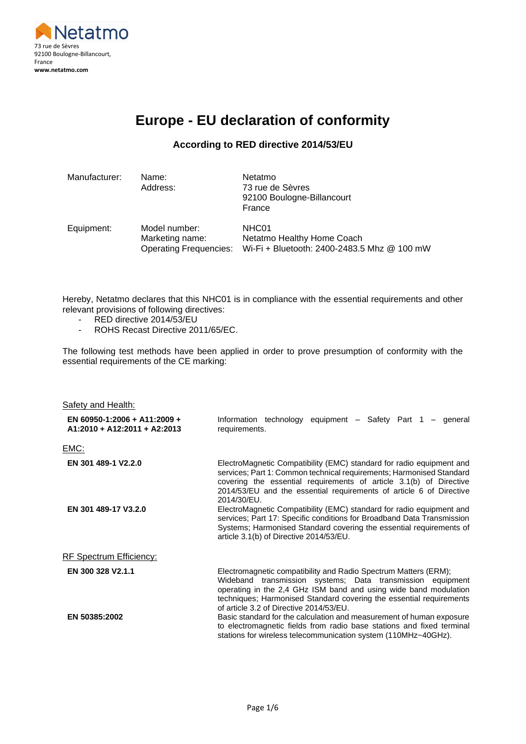Netatmo
73 rue de Sèvres
92100 Boulogne-Billancourt,
France
**www.netatmo.com**

# Europe - EU declaration of conformity

**According to RED directive 2014/53/EU**

| | | |
|---|---|---|
| Manufacturer: | Name:<br>Address: | Netatmo<br>73 rue de Sèvres<br>92100 Boulogne-Billancourt<br>France |
| Equipment: | Model number:<br>Marketing name:<br>Operating Frequencies: | NHC01<br>Netatmo Healthy Home Coach<br>Wi-Fi + Bluetooth: 2400-2483.5 Mhz @ 100 mW |

Hereby, Netatmo declares that this NHC01 is in compliance with the essential requirements and other relevant provisions of following directives:

- RED directive 2014/53/EU
- ROHS Recast Directive 2011/65/EC.

The following test methods have been applied in order to prove presumption of conformity with the essential requirements of the CE marking:

Safety and Health:

| | |
|---|---|
| **EN 60950-1:2006 + A11:2009 + A1:2010 + A12:2011 + A2:2013** | Information technology equipment – Safety Part 1 – general requirements. |

EMC:

| | |
|---|---|
| **EN 301 489-1 V2.2.0** | ElectroMagnetic Compatibility (EMC) standard for radio equipment and services; Part 1: Common technical requirements; Harmonised Standard covering the essential requirements of article 3.1(b) of Directive 2014/53/EU and the essential requirements of article 6 of Directive 2014/30/EU. |
| **EN 301 489-17 V3.2.0** | ElectroMagnetic Compatibility (EMC) standard for radio equipment and services; Part 17: Specific conditions for Broadband Data Transmission Systems; Harmonised Standard covering the essential requirements of article 3.1(b) of Directive 2014/53/EU. |

RF Spectrum Efficiency:

| | |
|---|---|
| **EN 300 328 V2.1.1** | Electromagnetic compatibility and Radio Spectrum Matters (ERM); Wideband transmission systems; Data transmission equipment operating in the 2,4 GHz ISM band and using wide band modulation techniques; Harmonised Standard covering the essential requirements of article 3.2 of Directive 2014/53/EU. |
| **EN 50385:2002** | Basic standard for the calculation and measurement of human exposure to electromagnetic fields from radio base stations and fixed terminal stations for wireless telecommunication system (110MHz~40GHz). |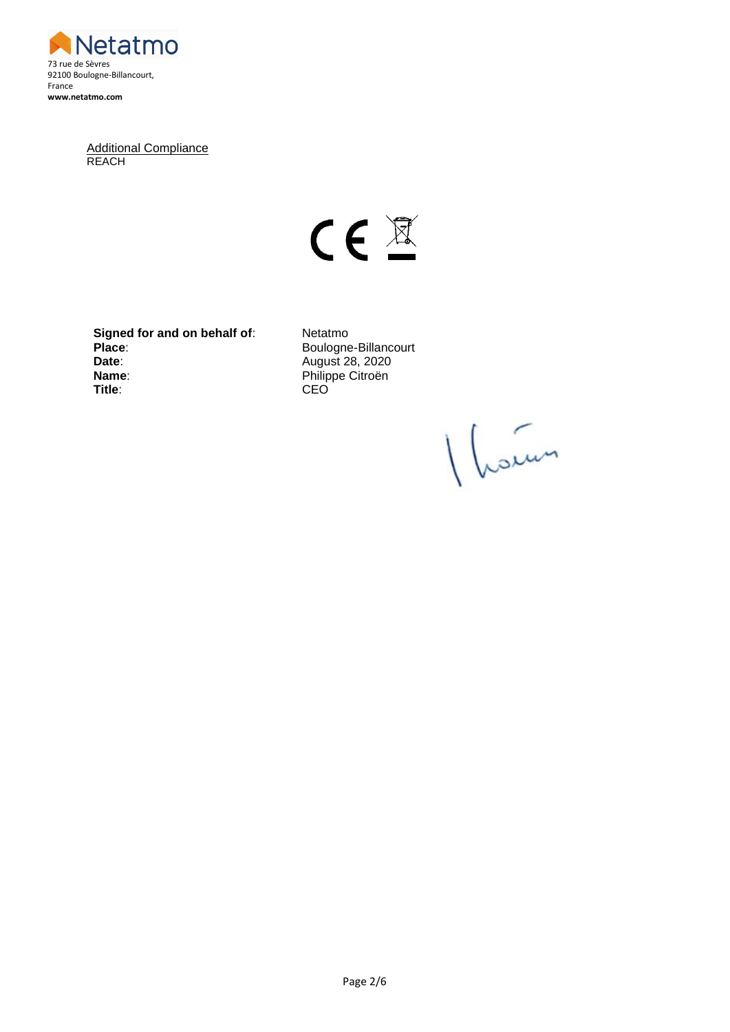Netatmo
73 rue de Sèvres
92100 Boulogne-Billancourt,
France
**www.netatmo.com**

Additional Compliance
REACH

| | |
|---|---|
| **Signed for and on behalf of**: | Netatmo |
| **Place**: | Boulogne-Billancourt |
| **Date**: | August 28, 2020 |
| **Name**: | Philippe Citroën |
| **Title**: | CEO |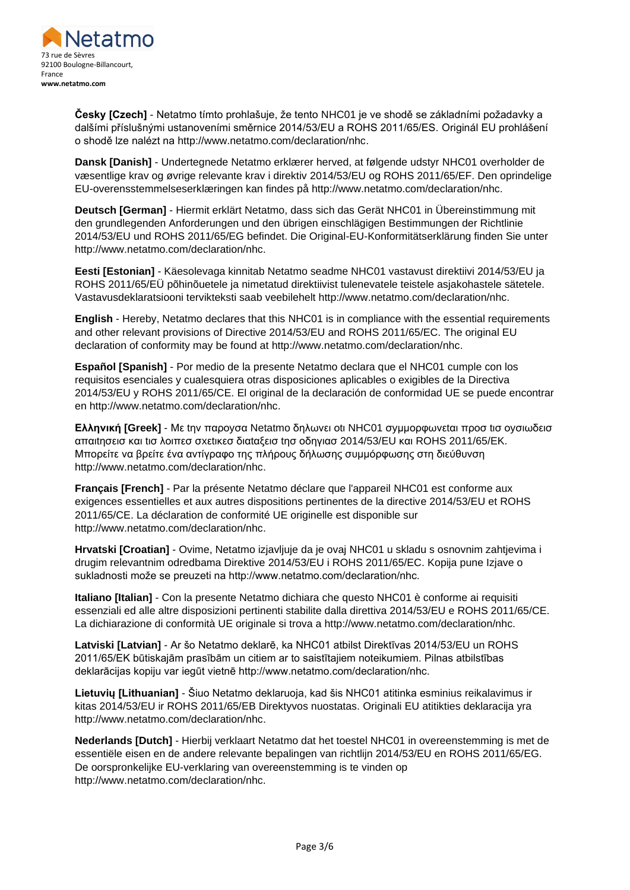Netatmo
73 rue de Sèvres
92100 Boulogne-Billancourt,
France
**www.netatmo.com**

**Česky [Czech]** - Netatmo tímto prohlašuje, že tento NHC01 je ve shodě se základními požadavky a dalšími příslušnými ustanoveními směrnice 2014/53/EU a ROHS 2011/65/ES. Originál EU prohlášení o shodě lze nalézt na http://www.netatmo.com/declaration/nhc.

**Dansk [Danish]** - Undertegnede Netatmo erklærer herved, at følgende udstyr NHC01 overholder de væsentlige krav og øvrige relevante krav i direktiv 2014/53/EU og ROHS 2011/65/EF. Den oprindelige EU-overensstemmelseserklæringen kan findes på http://www.netatmo.com/declaration/nhc.

**Deutsch [German]** - Hiermit erklärt Netatmo, dass sich das Gerät NHC01 in Übereinstimmung mit den grundlegenden Anforderungen und den übrigen einschlägigen Bestimmungen der Richtlinie 2014/53/EU und ROHS 2011/65/EG befindet. Die Original-EU-Konformitätserklärung finden Sie unter http://www.netatmo.com/declaration/nhc.

**Eesti [Estonian]** - Käesolevaga kinnitab Netatmo seadme NHC01 vastavust direktiivi 2014/53/EU ja ROHS 2011/65/EÜ põhinõuetele ja nimetatud direktiivist tulenevatele teistele asjakohastele sätetele. Vastavusdeklaratsiooni terviktekstі saab veebilehelt http://www.netatmo.com/declaration/nhc.

**English** - Hereby, Netatmo declares that this NHC01 is in compliance with the essential requirements and other relevant provisions of Directive 2014/53/EU and ROHS 2011/65/EC. The original EU declaration of conformity may be found at http://www.netatmo.com/declaration/nhc.

**Español [Spanish]** - Por medio de la presente Netatmo declara que el NHC01 cumple con los requisitos esenciales y cualesquiera otras disposiciones aplicables o exigibles de la Directiva 2014/53/EU y ROHS 2011/65/CE. El original de la declaración de conformidad UE se puede encontrar en http://www.netatmo.com/declaration/nhc.

**Ελληνική [Greek]** - Με την παρουσα Netatmo δηλωνει οτι NHC01 συμμορφωνεται προσ τισ ουσιωδεισ απαιτησεισ και τισ λοιπεσ σχετικεσ διαταξεισ τησ οδηγιασ 2014/53/EU και ROHS 2011/65/ΕΚ. Μπορείτε να βρείτε ένα αντίγραφο της πλήρους δήλωσης συμμόρφωσης στη διεύθυνση http://www.netatmo.com/declaration/nhc.

**Français [French]** - Par la présente Netatmo déclare que l'appareil NHC01 est conforme aux exigences essentielles et aux autres dispositions pertinentes de la directive 2014/53/EU et ROHS 2011/65/CE. La déclaration de conformité UE originelle est disponible sur http://www.netatmo.com/declaration/nhc.

**Hrvatski [Croatian]** - Ovime, Netatmo izjavljuje da je ovaj NHC01 u skladu s osnovnim zahtjevima i drugim relevantnim odredbama Direktive 2014/53/EU i ROHS 2011/65/EC. Kopija pune Izjave o sukladnosti može se preuzeti na http://www.netatmo.com/declaration/nhc.

**Italiano [Italian]** - Con la presente Netatmo dichiara che questo NHC01 è conforme ai requisiti essenziali ed alle altre disposizioni pertinenti stabilite dalla direttiva 2014/53/EU e ROHS 2011/65/CE. La dichiarazione di conformità UE originale si trova a http://www.netatmo.com/declaration/nhc.

**Latviski [Latvian]** - Ar šo Netatmo deklarē, ka NHC01 atbilst Direktīvas 2014/53/EU un ROHS 2011/65/EK būtiskajām prasībām un citiem ar to saistītajiem noteikumiem. Pilnas atbilstības deklarācijas kopiju var iegūt vietnē http://www.netatmo.com/declaration/nhc.

**Lietuvių [Lithuanian]** - Šiuo Netatmo deklaruoja, kad šis NHC01 atitinka esminius reikalavimus ir kitas 2014/53/EU ir ROHS 2011/65/EB Direktyvos nuostatas. Originali EU atitikties deklaracija yra http://www.netatmo.com/declaration/nhc.

**Nederlands [Dutch]** - Hierbij verklaart Netatmo dat het toestel NHC01 in overeenstemming is met de essentiële eisen en de andere relevante bepalingen van richtlijn 2014/53/EU en ROHS 2011/65/EG. De oorspronkelijke EU-verklaring van overeenstemming is te vinden op http://www.netatmo.com/declaration/nhc.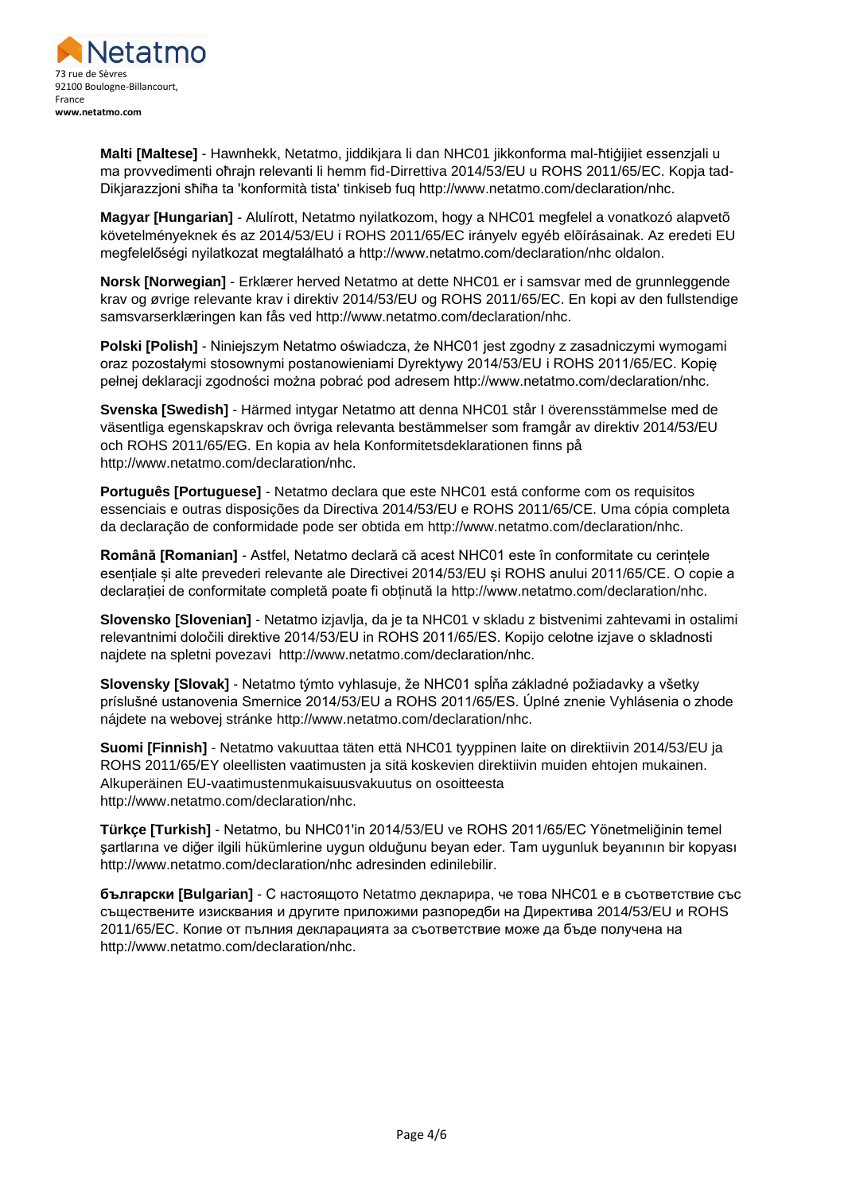Netatmo
73 rue de Sèvres
92100 Boulogne-Billancourt,
France
**www.netatmo.com**

**Malti [Maltese]** - Hawnhekk, Netatmo, jiddikjara li dan NHC01 jikkonforma mal-ħtiġijiet essenzjali u ma provvedimenti oħrajn relevanti li hemm fid-Dirrettiva 2014/53/EU u ROHS 2011/65/EC. Kopja tad-Dikjarazzjoni sħiħa ta 'konformità tista' tinkiseb fuq http://www.netatmo.com/declaration/nhc.

**Magyar [Hungarian]** - Alulírott, Netatmo nyilatkozom, hogy a NHC01 megfelel a vonatkozó alapvetõ követelményeknek és az 2014/53/EU i ROHS 2011/65/EC irányelv egyéb elõírásainak. Az eredeti EU megfelelőségi nyilatkozat megtalálható a http://www.netatmo.com/declaration/nhc oldalon.

**Norsk [Norwegian]** - Erklærer herved Netatmo at dette NHC01 er i samsvar med de grunnleggende krav og øvrige relevante krav i direktiv 2014/53/EU og ROHS 2011/65/EC. En kopi av den fullstendige samsvarserklæringen kan fås ved http://www.netatmo.com/declaration/nhc.

**Polski [Polish]** - Niniejszym Netatmo oświadcza, że NHC01 jest zgodny z zasadniczymi wymogami oraz pozostałymi stosownymi postanowieniami Dyrektywy 2014/53/EU i ROHS 2011/65/EC. Kopię pełnej deklaracji zgodności można pobrać pod adresem http://www.netatmo.com/declaration/nhc.

**Svenska [Swedish]** - Härmed intygar Netatmo att denna NHC01 står I överensstämmelse med de väsentliga egenskapskrav och övriga relevanta bestämmelser som framgår av direktiv 2014/53/EU och ROHS 2011/65/EG. En kopia av hela Konformitetsdeklarationen finns på http://www.netatmo.com/declaration/nhc.

**Português [Portuguese]** - Netatmo declara que este NHC01 está conforme com os requisitos essenciais e outras disposições da Directiva 2014/53/EU e ROHS 2011/65/CE. Uma cópia completa da declaração de conformidade pode ser obtida em http://www.netatmo.com/declaration/nhc.

**Română [Romanian]** - Astfel, Netatmo declară că acest NHC01 este în conformitate cu cerințele esențiale și alte prevederi relevante ale Directivei 2014/53/EU și ROHS anului 2011/65/CE. O copie a declarației de conformitate completă poate fi obținută la http://www.netatmo.com/declaration/nhc.

**Slovensko [Slovenian]** - Netatmo izjavlja, da je ta NHC01 v skladu z bistvenimi zahtevami in ostalimi relevantnimi določili direktive 2014/53/EU in ROHS 2011/65/ES. Kopijo celotne izjave o skladnosti najdete na spletni povezavi http://www.netatmo.com/declaration/nhc.

**Slovensky [Slovak]** - Netatmo týmto vyhlasuje, že NHC01 spĺňa základné požiadavky a všetky príslušné ustanovenia Smernice 2014/53/EU a ROHS 2011/65/ES. Úplné znenie Vyhlásenia o zhode nájdete na webovej stránke http://www.netatmo.com/declaration/nhc.

**Suomi [Finnish]** - Netatmo vakuuttaa täten että NHC01 tyyppinen laite on direktiivin 2014/53/EU ja ROHS 2011/65/EY oleellisten vaatimusten ja sitä koskevien direktiivin muiden ehtojen mukainen. Alkuperäinen EU-vaatimustenmukaisuusvakuutus on osoitteesta http://www.netatmo.com/declaration/nhc.

**Türkçe [Turkish]** - Netatmo, bu NHC01'in 2014/53/EU ve ROHS 2011/65/EC Yönetmeliğinin temel şartlarına ve diğer ilgili hükümlerine uygun olduğunu beyan eder. Tam uygunluk beyanının bir kopyası http://www.netatmo.com/declaration/nhc adresinden edinilebilir.

**български [Bulgarian]** - С настоящото Netatmo декларира, че това NHC01 е в съответствие със съществените изисквания и другите приложими разпоредби на Директива 2014/53/EU и ROHS 2011/65/EC. Копие от пълния декларацията за съответствие може да бъде получена на http://www.netatmo.com/declaration/nhc.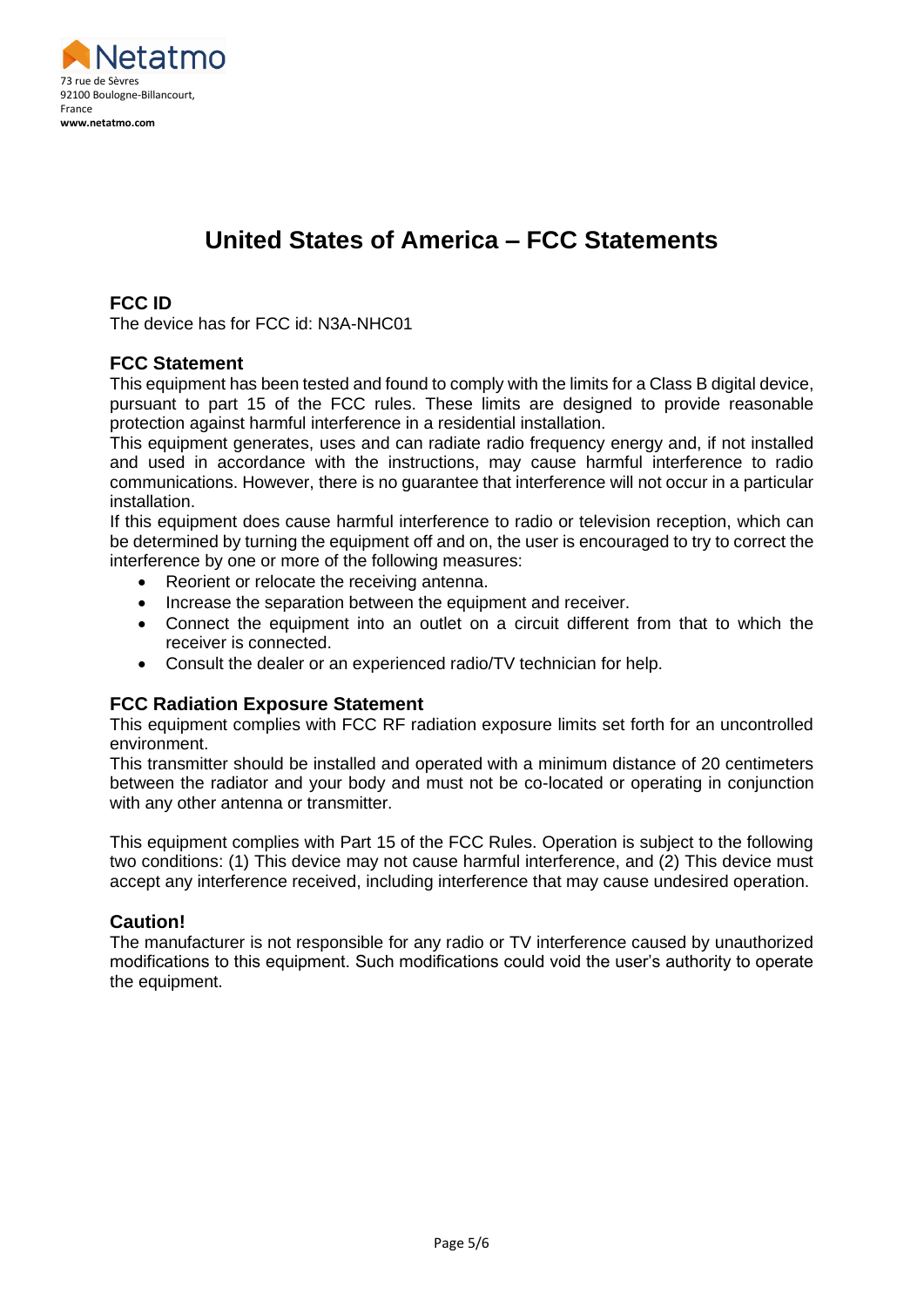Netatmo
73 rue de Sèvres
92100 Boulogne-Billancourt,
France
**www.netatmo.com**

# United States of America – FCC Statements

## FCC ID

The device has for FCC id: N3A-NHC01

## FCC Statement

This equipment has been tested and found to comply with the limits for a Class B digital device, pursuant to part 15 of the FCC rules. These limits are designed to provide reasonable protection against harmful interference in a residential installation.
This equipment generates, uses and can radiate radio frequency energy and, if not installed and used in accordance with the instructions, may cause harmful interference to radio communications. However, there is no guarantee that interference will not occur in a particular installation.
If this equipment does cause harmful interference to radio or television reception, which can be determined by turning the equipment off and on, the user is encouraged to try to correct the interference by one or more of the following measures:

- Reorient or relocate the receiving antenna.
- Increase the separation between the equipment and receiver.
- Connect the equipment into an outlet on a circuit different from that to which the receiver is connected.
- Consult the dealer or an experienced radio/TV technician for help.

## FCC Radiation Exposure Statement

This equipment complies with FCC RF radiation exposure limits set forth for an uncontrolled environment.
This transmitter should be installed and operated with a minimum distance of 20 centimeters between the radiator and your body and must not be co-located or operating in conjunction with any other antenna or transmitter.

This equipment complies with Part 15 of the FCC Rules. Operation is subject to the following two conditions: (1) This device may not cause harmful interference, and (2) This device must accept any interference received, including interference that may cause undesired operation.

## Caution!

The manufacturer is not responsible for any radio or TV interference caused by unauthorized modifications to this equipment. Such modifications could void the user's authority to operate the equipment.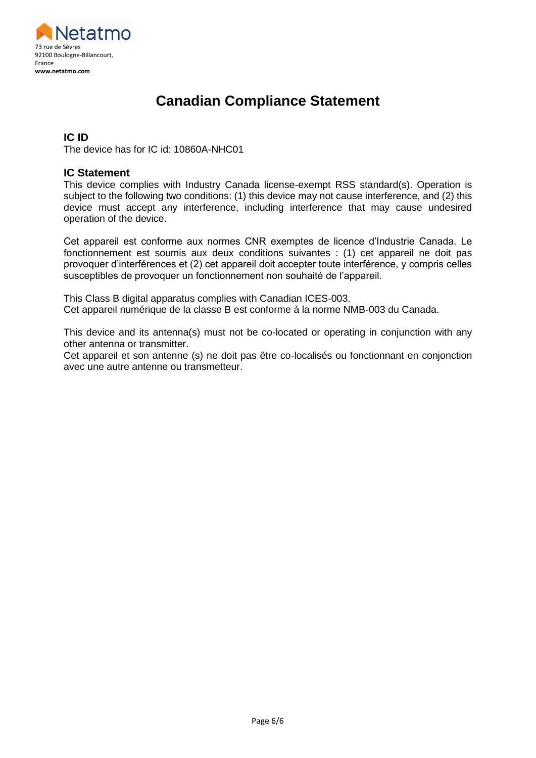Netatmo
73 rue de Sèvres
92100 Boulogne-Billancourt,
France
**www.netatmo.com**

# Canadian Compliance Statement

## IC ID

The device has for IC id: 10860A-NHC01

## IC Statement

This device complies with Industry Canada license-exempt RSS standard(s). Operation is subject to the following two conditions: (1) this device may not cause interference, and (2) this device must accept any interference, including interference that may cause undesired operation of the device.

Cet appareil est conforme aux normes CNR exemptes de licence d'Industrie Canada. Le fonctionnement est soumis aux deux conditions suivantes : (1) cet appareil ne doit pas provoquer d'interférences et (2) cet appareil doit accepter toute interférence, y compris celles susceptibles de provoquer un fonctionnement non souhaité de l'appareil.

This Class B digital apparatus complies with Canadian ICES-003.
Cet appareil numérique de la classe B est conforme à la norme NMB-003 du Canada.

This device and its antenna(s) must not be co-located or operating in conjunction with any other antenna or transmitter.
Cet appareil et son antenne (s) ne doit pas être co-localisés ou fonctionnant en conjonction avec une autre antenne ou transmetteur.